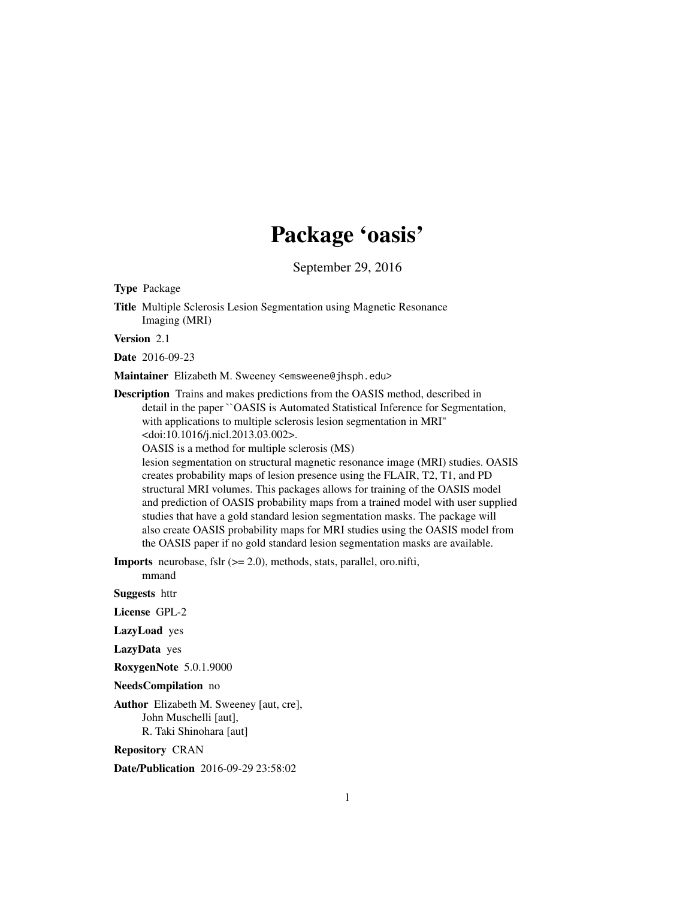# Package 'oasis'

September 29, 2016

**Type** Package

**Title** Multiple Sclerosis Lesion Segmentation using Magnetic Resonance Imaging (MRI)

**Version** 2.1

**Date** 2016-09-23

**Maintainer** Elizabeth M. Sweeney <emsweene@jhsph.edu>

**Description** Trains and makes predictions from the OASIS method, described in detail in the paper ``OASIS is Automated Statistical Inference for Segmentation, with applications to multiple sclerosis lesion segmentation in MRI'' <doi:10.1016/j.nicl.2013.03.002>.
OASIS is a method for multiple sclerosis (MS) lesion segmentation on structural magnetic resonance image (MRI) studies. OASIS creates probability maps of lesion presence using the FLAIR, T2, T1, and PD structural MRI volumes. This packages allows for training of the OASIS model and prediction of OASIS probability maps from a trained model with user supplied studies that have a gold standard lesion segmentation masks. The package will also create OASIS probability maps for MRI studies using the OASIS model from the OASIS paper if no gold standard lesion segmentation masks are available.

**Imports** neurobase, fslr (>= 2.0), methods, stats, parallel, oro.nifti, mmand

**Suggests** httr

**License** GPL-2

**LazyLoad** yes

**LazyData** yes

**RoxygenNote** 5.0.1.9000

**NeedsCompilation** no

**Author** Elizabeth M. Sweeney [aut, cre],
John Muschelli [aut],
R. Taki Shinohara [aut]

**Repository** CRAN

**Date/Publication** 2016-09-29 23:58:02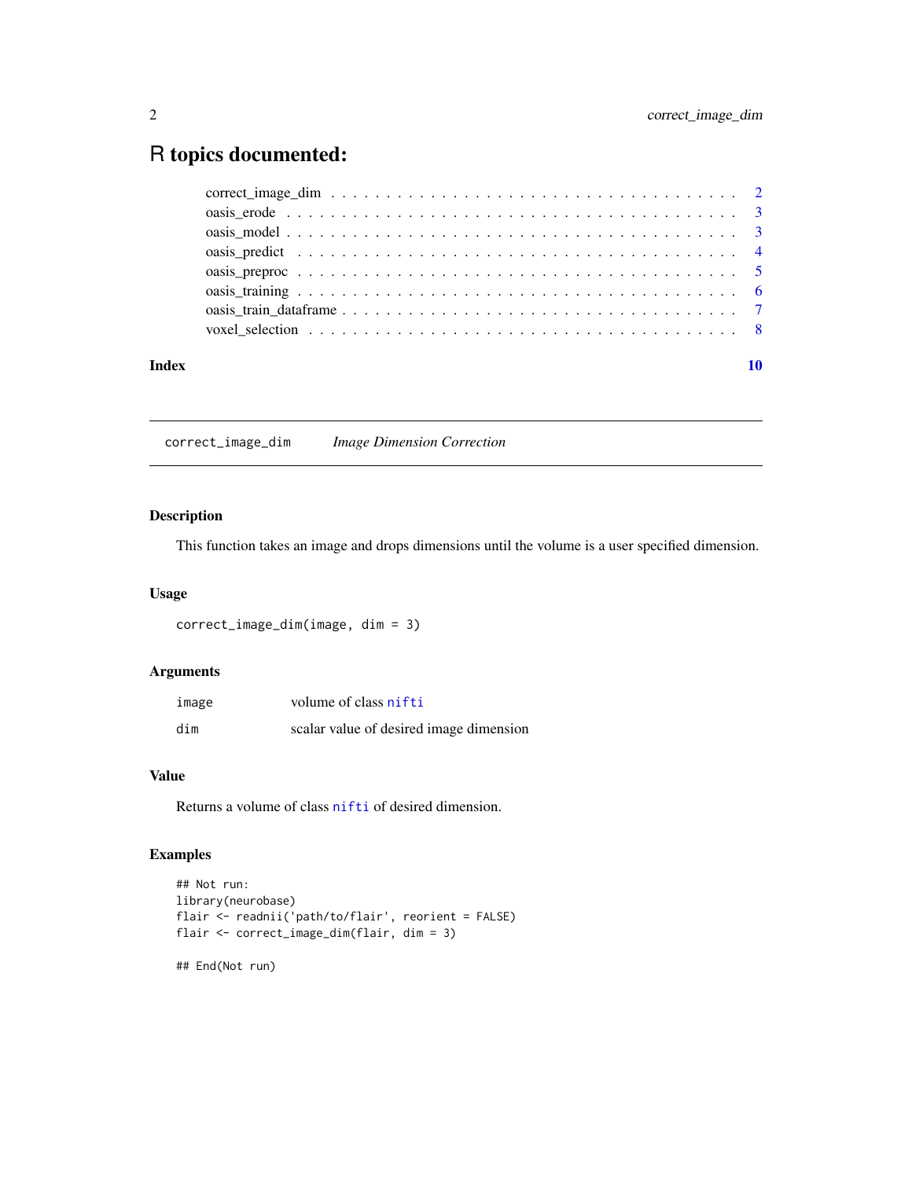# R topics documented:

correct_image_dim . . . . . . . . . . . . . . . . . . . . . . . . . . . . . . . . . . . . 2
oasis_erode . . . . . . . . . . . . . . . . . . . . . . . . . . . . . . . . . . . . . . . 3
oasis_model . . . . . . . . . . . . . . . . . . . . . . . . . . . . . . . . . . . . . . . 3
oasis_predict . . . . . . . . . . . . . . . . . . . . . . . . . . . . . . . . . . . . . . 4
oasis_preproc . . . . . . . . . . . . . . . . . . . . . . . . . . . . . . . . . . . . . . 5
oasis_training . . . . . . . . . . . . . . . . . . . . . . . . . . . . . . . . . . . . . . 6
oasis_train_dataframe . . . . . . . . . . . . . . . . . . . . . . . . . . . . . . . . . . 7
voxel_selection . . . . . . . . . . . . . . . . . . . . . . . . . . . . . . . . . . . . . . 8

**Index** **10**

---

`correct_image_dim` *Image Dimension Correction*

---

### Description

This function takes an image and drops dimensions until the volume is a user specified dimension.

### Usage

```
correct_image_dim(image, dim = 3)
```

### Arguments

| | |
|---|---|
| image | volume of class nifti |
| dim | scalar value of desired image dimension |

### Value

Returns a volume of class nifti of desired dimension.

### Examples

```
## Not run:
library(neurobase)
flair <- readnii('path/to/flair', reorient = FALSE)
flair <- correct_image_dim(flair, dim = 3)

## End(Not run)
```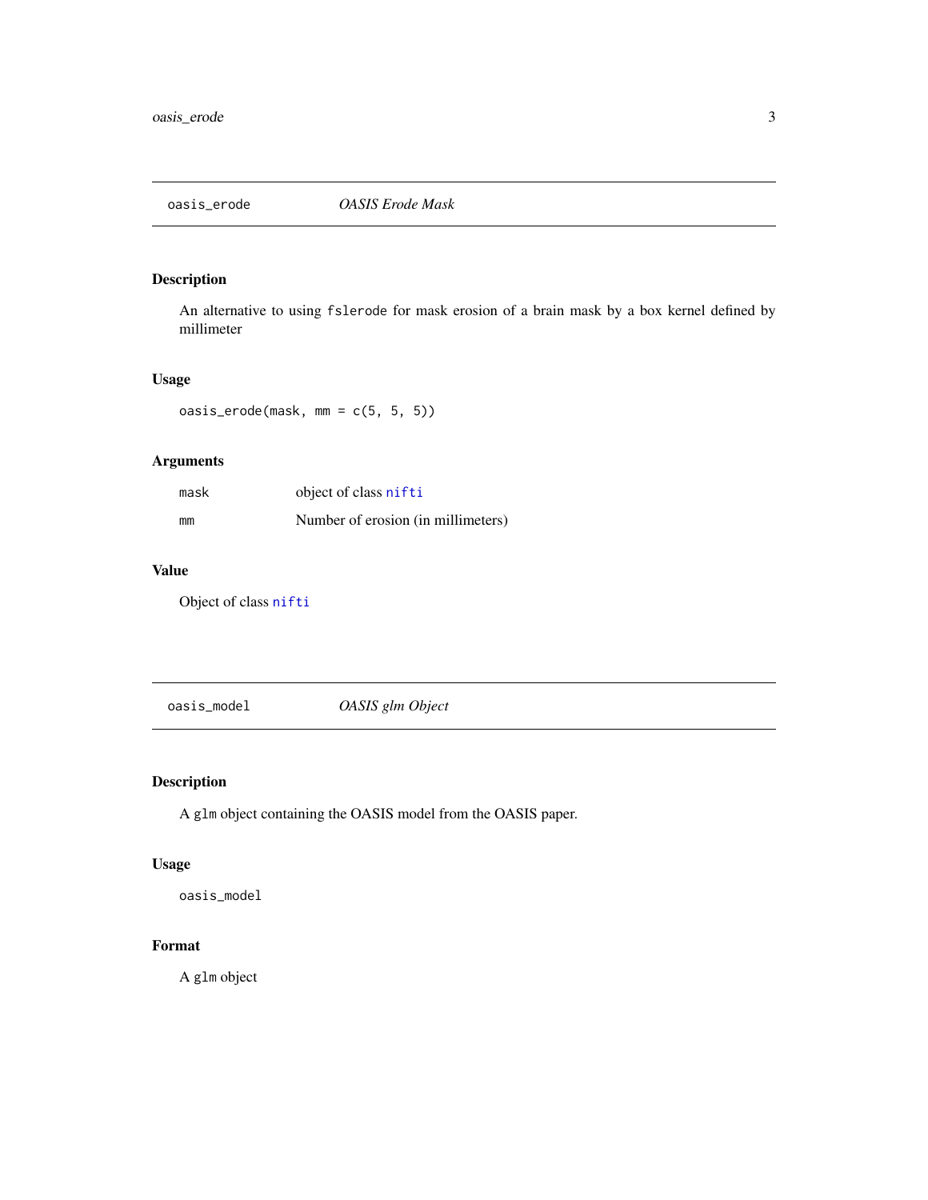## oasis_erode *OASIS Erode Mask*

### Description

An alternative to using fslerode for mask erosion of a brain mask by a box kernel defined by millimeter

### Usage

```
oasis_erode(mask, mm = c(5, 5, 5))
```

### Arguments

| | |
|---|---|
| mask | object of class nifti |
| mm | Number of erosion (in millimeters) |

### Value

Object of class nifti

## oasis_model *OASIS glm Object*

### Description

A glm object containing the OASIS model from the OASIS paper.

### Usage

```
oasis_model
```

### Format

A glm object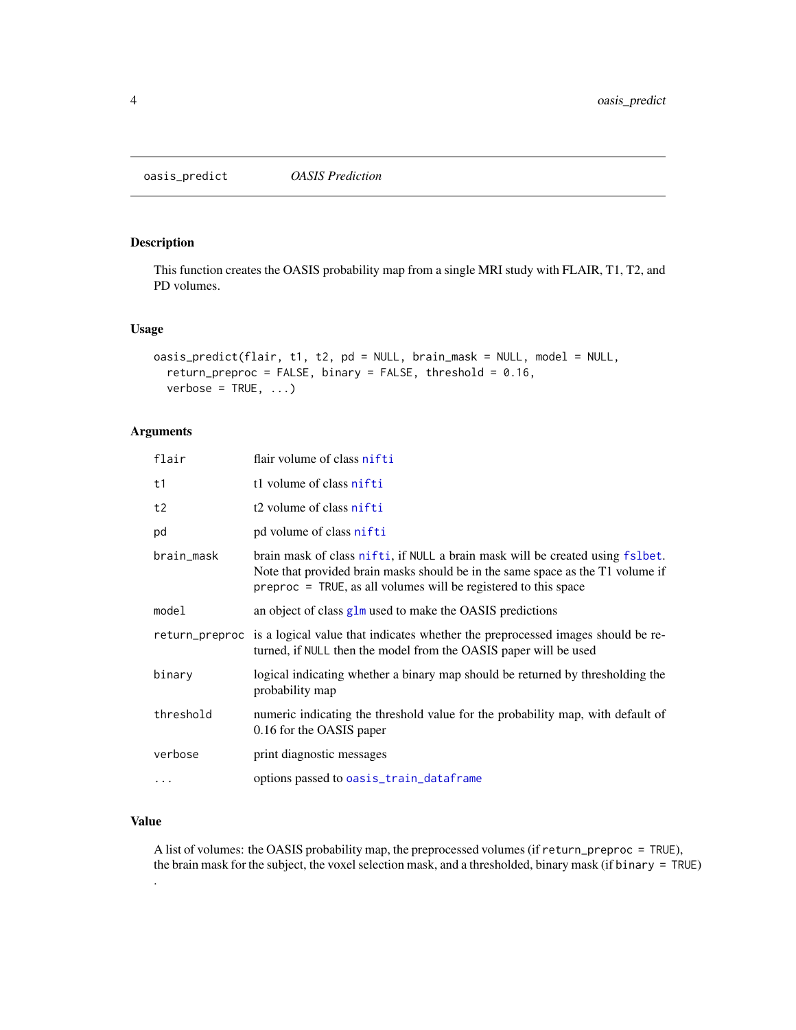## oasis_predict — *OASIS Prediction*

### Description

This function creates the OASIS probability map from a single MRI study with FLAIR, T1, T2, and PD volumes.

### Usage

```
oasis_predict(flair, t1, t2, pd = NULL, brain_mask = NULL, model = NULL,
  return_preproc = FALSE, binary = FALSE, threshold = 0.16,
  verbose = TRUE, ...)
```

### Arguments

| Argument | Description |
|---|---|
| `flair` | flair volume of class `nifti` |
| `t1` | t1 volume of class `nifti` |
| `t2` | t2 volume of class `nifti` |
| `pd` | pd volume of class `nifti` |
| `brain_mask` | brain mask of class `nifti`, if `NULL` a brain mask will be created using `fslbet`. Note that provided brain masks should be in the same space as the T1 volume if `preproc = TRUE`, as all volumes will be registered to this space |
| `model` | an object of class `glm` used to make the OASIS predictions |
| `return_preproc` | is a logical value that indicates whether the preprocessed images should be returned, if `NULL` then the model from the OASIS paper will be used |
| `binary` | logical indicating whether a binary map should be returned by thresholding the probability map |
| `threshold` | numeric indicating the threshold value for the probability map, with default of 0.16 for the OASIS paper |
| `verbose` | print diagnostic messages |
| `...` | options passed to `oasis_train_dataframe` |

### Value

A list of volumes: the OASIS probability map, the preprocessed volumes (if `return_preproc = TRUE`), the brain mask for the subject, the voxel selection mask, and a thresholded, binary mask (if `binary = TRUE`) .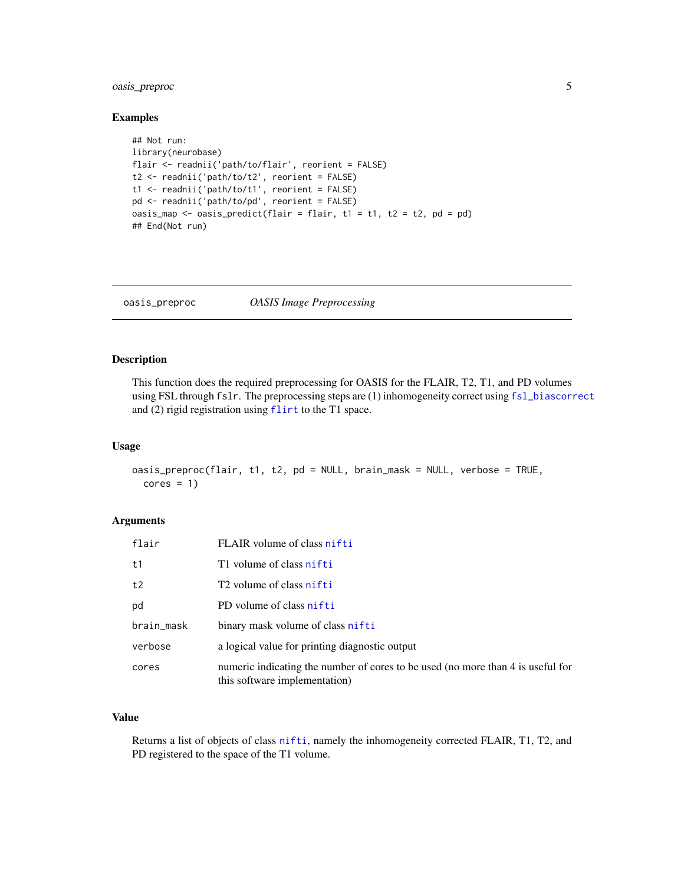## Examples

```
## Not run:
library(neurobase)
flair <- readnii('path/to/flair', reorient = FALSE)
t2 <- readnii('path/to/t2', reorient = FALSE)
t1 <- readnii('path/to/t1', reorient = FALSE)
pd <- readnii('path/to/pd', reorient = FALSE)
oasis_map <- oasis_predict(flair = flair, t1 = t1, t2 = t2, pd = pd)
## End(Not run)
```

---

# oasis_preproc &nbsp;&nbsp;&nbsp; *OASIS Image Preprocessing*

---

## Description

This function does the required preprocessing for OASIS for the FLAIR, T2, T1, and PD volumes using FSL through `fslr`. The preprocessing steps are (1) inhomogeneity correct using `fsl_biascorrect` and (2) rigid registration using `flirt` to the T1 space.

## Usage

```
oasis_preproc(flair, t1, t2, pd = NULL, brain_mask = NULL, verbose = TRUE,
  cores = 1)
```

## Arguments

| | |
|---|---|
| `flair` | FLAIR volume of class `nifti` |
| `t1` | T1 volume of class `nifti` |
| `t2` | T2 volume of class `nifti` |
| `pd` | PD volume of class `nifti` |
| `brain_mask` | binary mask volume of class `nifti` |
| `verbose` | a logical value for printing diagnostic output |
| `cores` | numeric indicating the number of cores to be used (no more than 4 is useful for this software implementation) |

## Value

Returns a list of objects of class `nifti`, namely the inhomogeneity corrected FLAIR, T1, T2, and PD registered to the space of the T1 volume.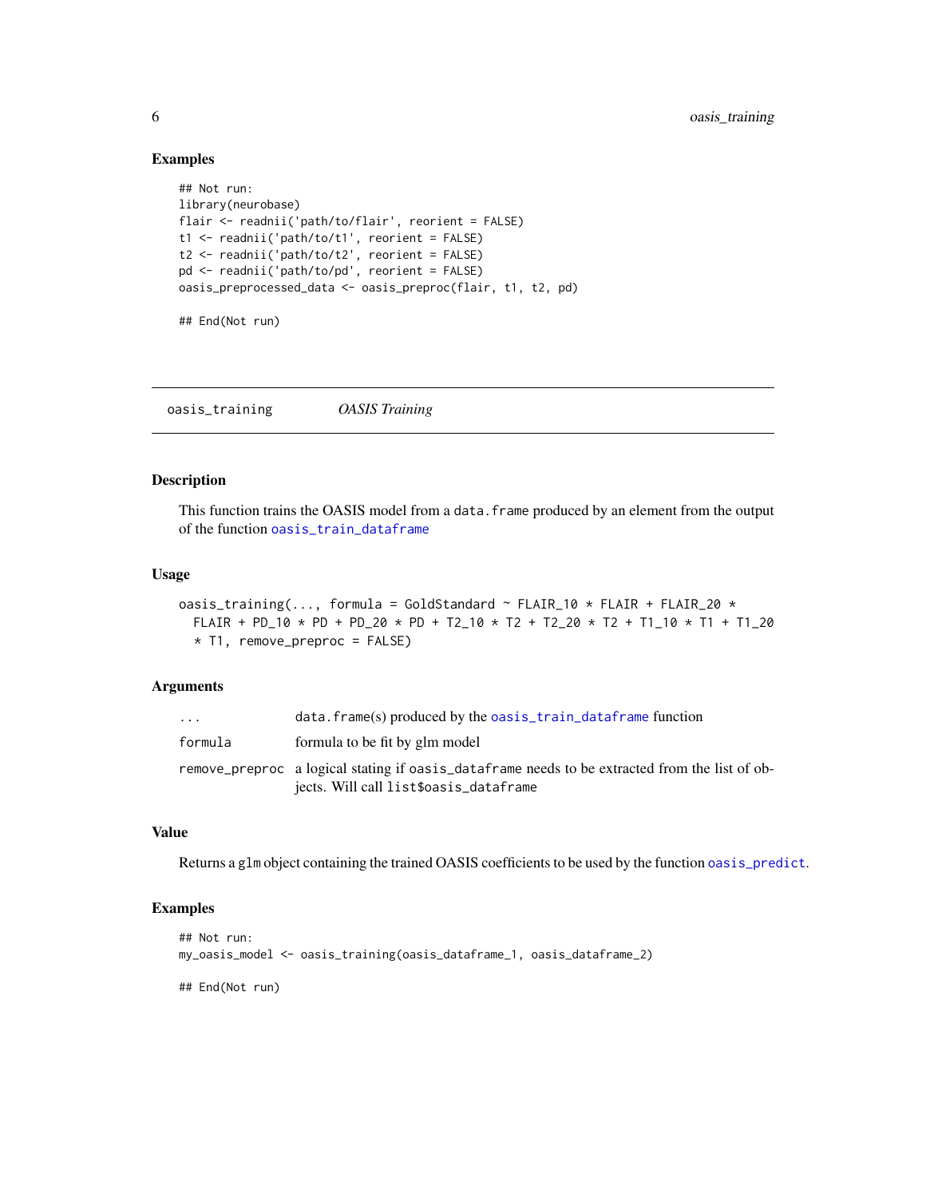### Examples

```
## Not run:
library(neurobase)
flair <- readnii('path/to/flair', reorient = FALSE)
t1 <- readnii('path/to/t1', reorient = FALSE)
t2 <- readnii('path/to/t2', reorient = FALSE)
pd <- readnii('path/to/pd', reorient = FALSE)
oasis_preprocessed_data <- oasis_preproc(flair, t1, t2, pd)

## End(Not run)
```

---

## oasis_training — *OASIS Training*

---

### Description

This function trains the OASIS model from a `data.frame` produced by an element from the output of the function `oasis_train_dataframe`

### Usage

```
oasis_training(..., formula = GoldStandard ~ FLAIR_10 * FLAIR + FLAIR_20 *
  FLAIR + PD_10 * PD + PD_20 * PD + T2_10 * T2 + T2_20 * T2 + T1_10 * T1 + T1_20
  * T1, remove_preproc = FALSE)
```

### Arguments

| | |
|---|---|
| `...` | `data.frame`(s) produced by the `oasis_train_dataframe` function |
| `formula` | formula to be fit by glm model |
| `remove_preproc` | a logical stating if `oasis_dataframe` needs to be extracted from the list of objects. Will call `list$oasis_dataframe` |

### Value

Returns a `glm` object containing the trained OASIS coefficients to be used by the function `oasis_predict`.

### Examples

```
## Not run:
my_oasis_model <- oasis_training(oasis_dataframe_1, oasis_dataframe_2)

## End(Not run)
```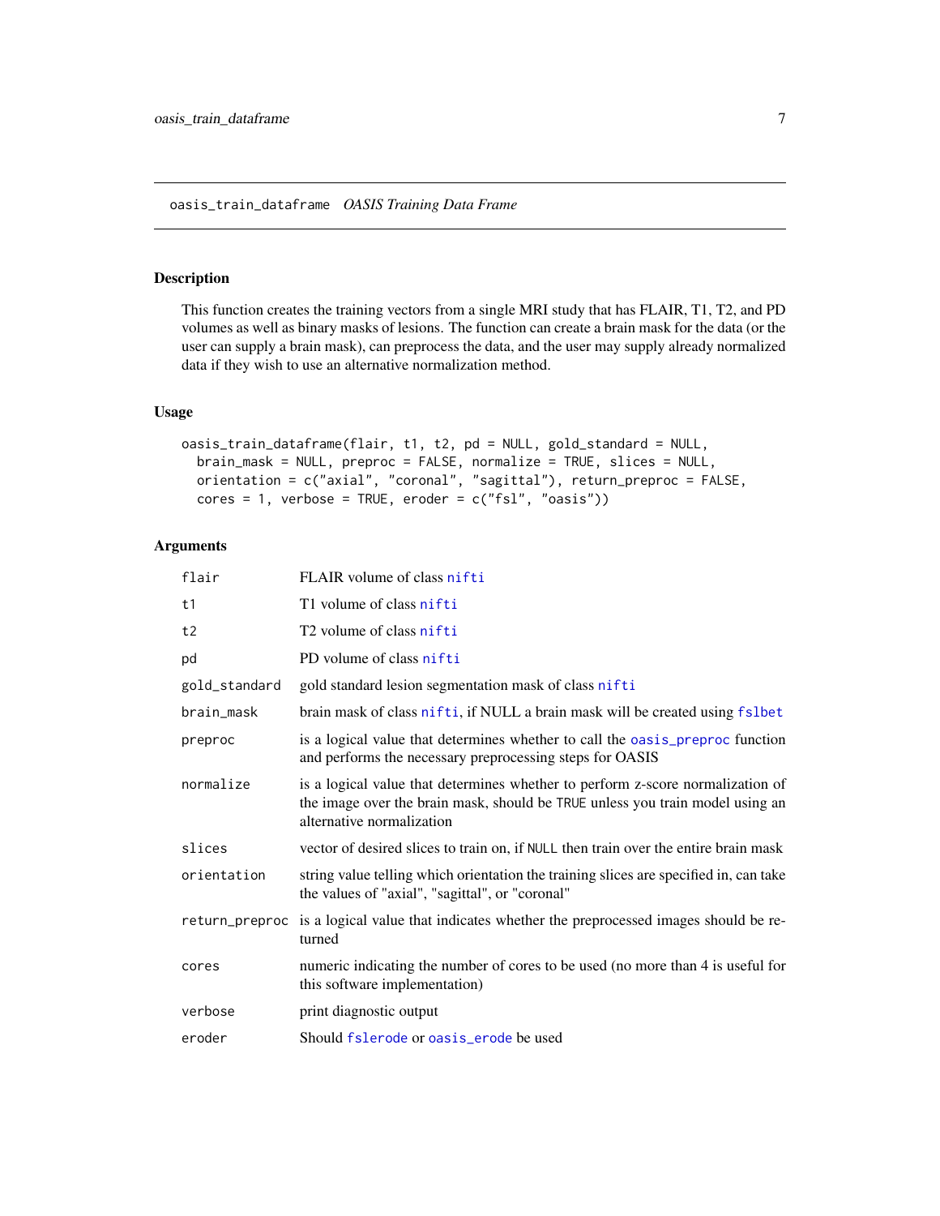## oasis_train_dataframe *OASIS Training Data Frame*

### Description

This function creates the training vectors from a single MRI study that has FLAIR, T1, T2, and PD volumes as well as binary masks of lesions. The function can create a brain mask for the data (or the user can supply a brain mask), can preprocess the data, and the user may supply already normalized data if they wish to use an alternative normalization method.

### Usage

```
oasis_train_dataframe(flair, t1, t2, pd = NULL, gold_standard = NULL,
  brain_mask = NULL, preproc = FALSE, normalize = TRUE, slices = NULL,
  orientation = c("axial", "coronal", "sagittal"), return_preproc = FALSE,
  cores = 1, verbose = TRUE, eroder = c("fsl", "oasis"))
```

### Arguments

| | |
|---|---|
| `flair` | FLAIR volume of class `nifti` |
| `t1` | T1 volume of class `nifti` |
| `t2` | T2 volume of class `nifti` |
| `pd` | PD volume of class `nifti` |
| `gold_standard` | gold standard lesion segmentation mask of class `nifti` |
| `brain_mask` | brain mask of class `nifti`, if NULL a brain mask will be created using `fslbet` |
| `preproc` | is a logical value that determines whether to call the `oasis_preproc` function and performs the necessary preprocessing steps for OASIS |
| `normalize` | is a logical value that determines whether to perform z-score normalization of the image over the brain mask, should be `TRUE` unless you train model using an alternative normalization |
| `slices` | vector of desired slices to train on, if `NULL` then train over the entire brain mask |
| `orientation` | string value telling which orientation the training slices are specified in, can take the values of "axial", "sagittal", or "coronal" |
| `return_preproc` | is a logical value that indicates whether the preprocessed images should be returned |
| `cores` | numeric indicating the number of cores to be used (no more than 4 is useful for this software implementation) |
| `verbose` | print diagnostic output |
| `eroder` | Should `fslerode` or `oasis_erode` be used |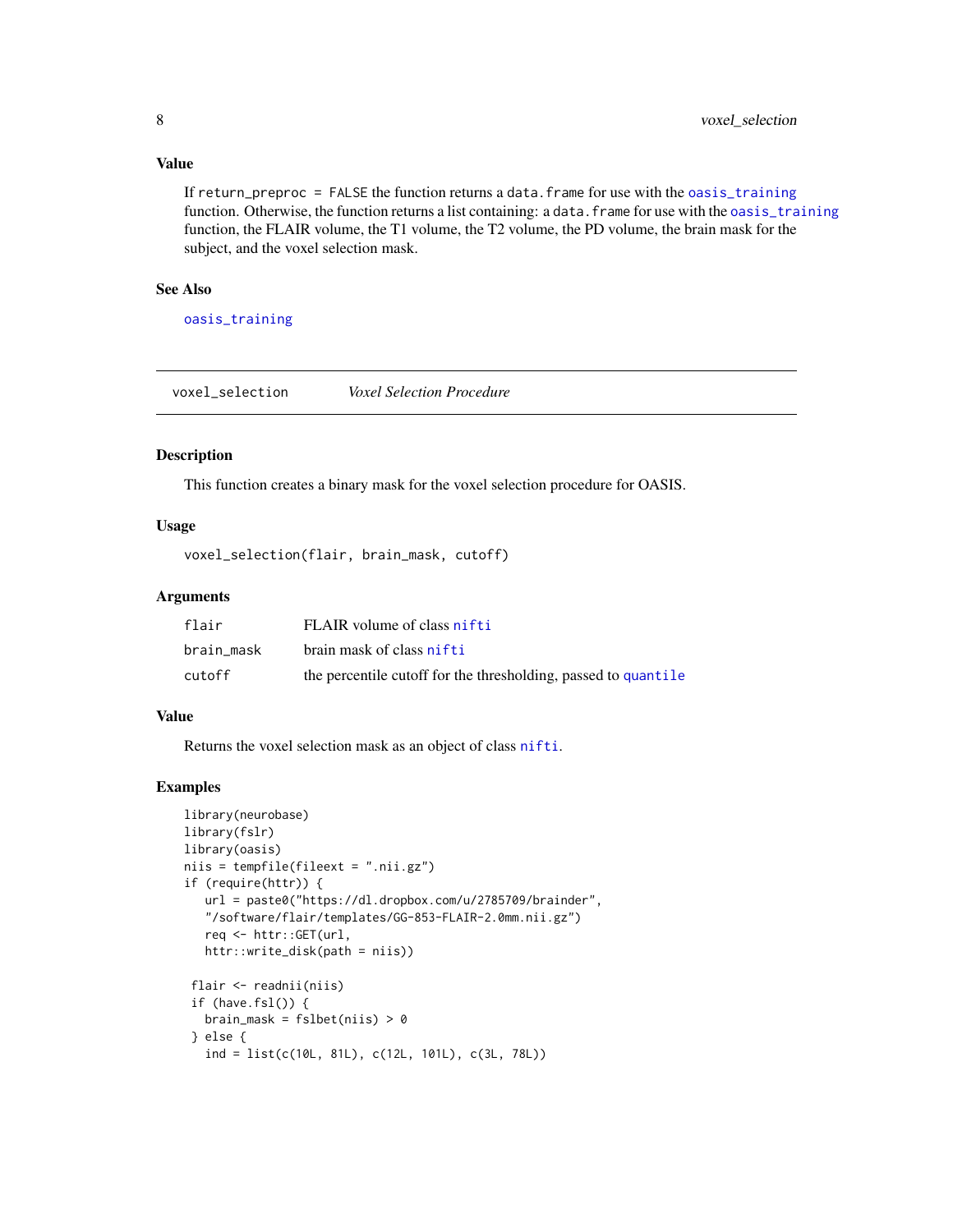### Value

If `return_preproc = FALSE` the function returns a `data.frame` for use with the `oasis_training` function. Otherwise, the function returns a list containing: a `data.frame` for use with the `oasis_training` function, the FLAIR volume, the T1 volume, the T2 volume, the PD volume, the brain mask for the subject, and the voxel selection mask.

### See Also

`oasis_training`

---

## voxel_selection *Voxel Selection Procedure*

### Description

This function creates a binary mask for the voxel selection procedure for OASIS.

### Usage

```
voxel_selection(flair, brain_mask, cutoff)
```

### Arguments

| | |
|---|---|
| `flair` | FLAIR volume of class `nifti` |
| `brain_mask` | brain mask of class `nifti` |
| `cutoff` | the percentile cutoff for the thresholding, passed to `quantile` |

### Value

Returns the voxel selection mask as an object of class `nifti`.

### Examples

```
library(neurobase)
library(fslr)
library(oasis)
niis = tempfile(fileext = ".nii.gz")
if (require(httr)) {
   url = paste0("https://dl.dropbox.com/u/2785709/brainder",
   "/software/flair/templates/GG-853-FLAIR-2.0mm.nii.gz")
   req <- httr::GET(url,
   httr::write_disk(path = niis))

 flair <- readnii(niis)
 if (have.fsl()) {
   brain_mask = fslbet(niis) > 0
 } else {
   ind = list(c(10L, 81L), c(12L, 101L), c(3L, 78L))
```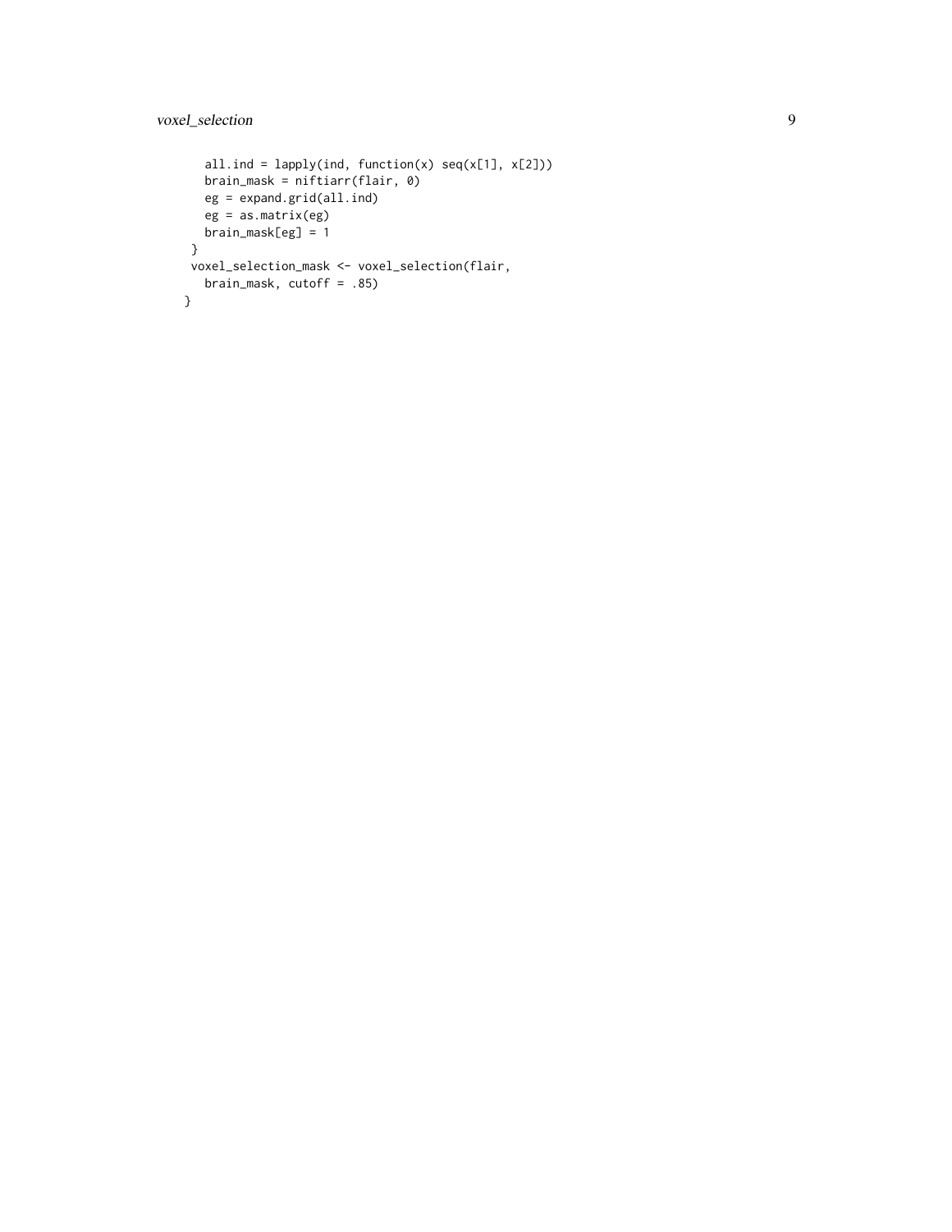```
    all.ind = lapply(ind, function(x) seq(x[1], x[2]))
    brain_mask = niftiarr(flair, 0)
    eg = expand.grid(all.ind)
    eg = as.matrix(eg)
    brain_mask[eg] = 1
  }
  voxel_selection_mask <- voxel_selection(flair,
    brain_mask, cutoff = .85)
}
```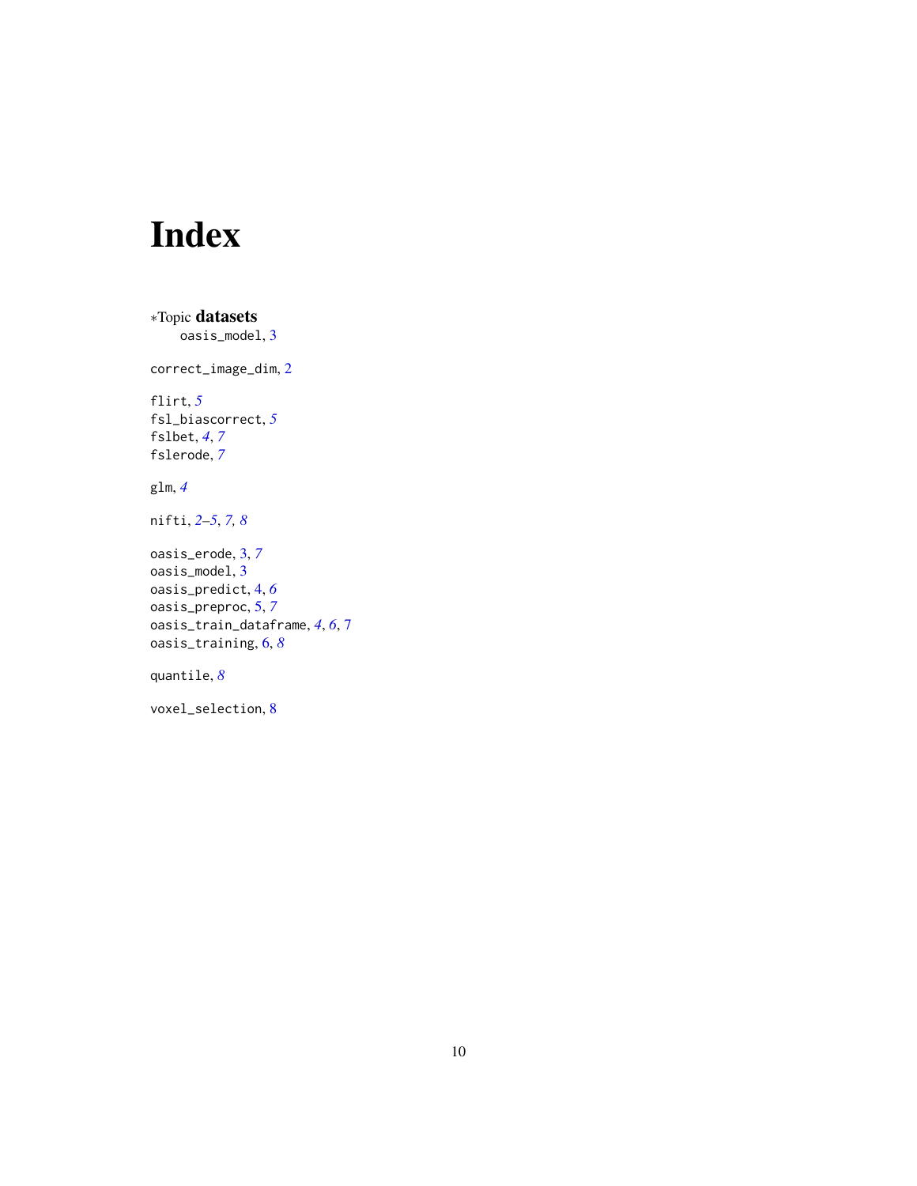# Index

*Topic **datasets**
    oasis_model, 3

correct_image_dim, 2

flirt, *5*
fsl_biascorrect, *5*
fslbet, *4*, *7*
fslerode, *7*

glm, *4*

nifti, *2–5*, *7, 8*

oasis_erode, 3, *7*
oasis_model, 3
oasis_predict, 4, *6*
oasis_preproc, 5, *7*
oasis_train_dataframe, *4*, *6*, 7
oasis_training, 6, *8*

quantile, *8*

voxel_selection, 8